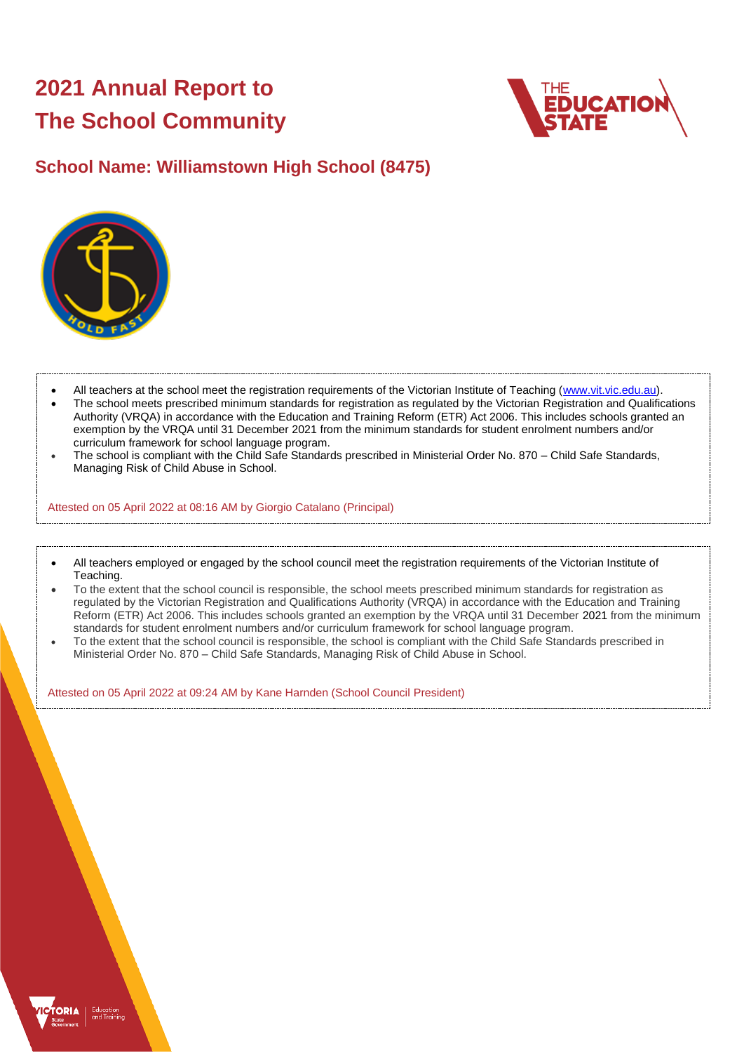# 2021 Annual Report to The School Community

## School Name: Williamstown High School (8475)

- All teachers at the school meet the registration requirements of the Victorian Institute of Teaching (www.vit.vic.edu.au).
- The school meets prescribed minimum standards for registration as regulated by the Victorian Registration and Qualifications Authority (VRQA) in accordance with the Education and Training Reform (ETR) Act 2006. This includes schools granted an exemption by the VRQA until 31 December 2021 from the minimum standards for student enrolment numbers and/or curriculum framework for school language program.
- The school is compliant with the Child Safe Standards prescribed in Ministerial Order No. 870 – Child Safe Standards, Managing Risk of Child Abuse in School.

Attested on 05 April 2022 at 08:16 AM by Giorgio Catalano (Principal)

- All teachers employed or engaged by the school council meet the registration requirements of the Victorian Institute of Teaching.
- To the extent that the school council is responsible, the school meets prescribed minimum standards for registration as regulated by the Victorian Registration and Qualifications Authority (VRQA) in accordance with the Education and Training Reform (ETR) Act 2006. This includes schools granted an exemption by the VRQA until 31 December 2021 from the minimum standards for student enrolment numbers and/or curriculum framework for school language program.
- To the extent that the school council is responsible, the school is compliant with the Child Safe Standards prescribed in Ministerial Order No. 870 – Child Safe Standards, Managing Risk of Child Abuse in School.

Attested on 05 April 2022 at 09:24 AM by Kane Harnden (School Council President)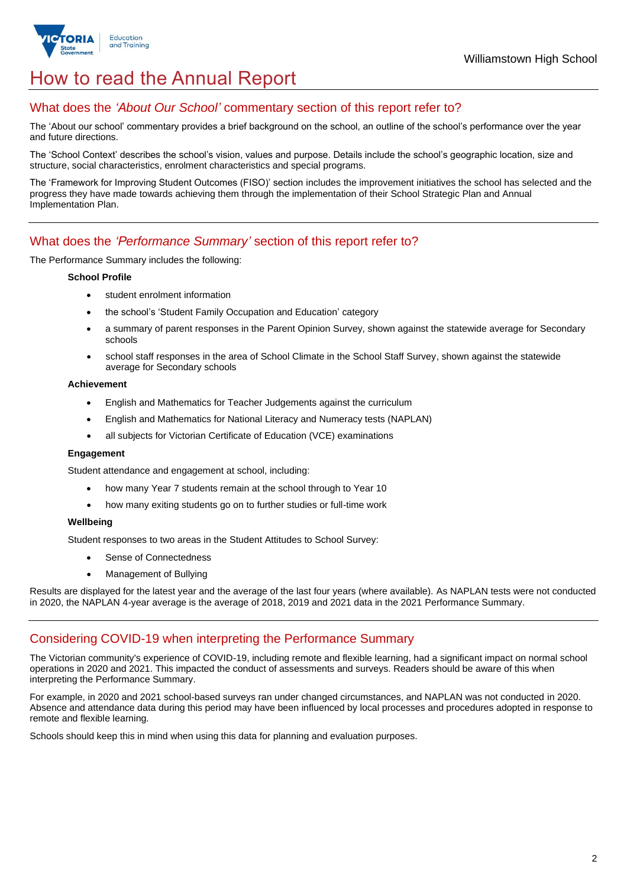# How to read the Annual Report

## What does the *'About Our School'* commentary section of this report refer to?

The 'About our school' commentary provides a brief background on the school, an outline of the school's performance over the year and future directions.

The 'School Context' describes the school's vision, values and purpose. Details include the school's geographic location, size and structure, social characteristics, enrolment characteristics and special programs.

The 'Framework for Improving Student Outcomes (FISO)' section includes the improvement initiatives the school has selected and the progress they have made towards achieving them through the implementation of their School Strategic Plan and Annual Implementation Plan.

## What does the *'Performance Summary'* section of this report refer to?

The Performance Summary includes the following:

**School Profile**

- student enrolment information
- the school's 'Student Family Occupation and Education' category
- a summary of parent responses in the Parent Opinion Survey, shown against the statewide average for Secondary schools
- school staff responses in the area of School Climate in the School Staff Survey, shown against the statewide average for Secondary schools

**Achievement**

- English and Mathematics for Teacher Judgements against the curriculum
- English and Mathematics for National Literacy and Numeracy tests (NAPLAN)
- all subjects for Victorian Certificate of Education (VCE) examinations

**Engagement**

Student attendance and engagement at school, including:

- how many Year 7 students remain at the school through to Year 10
- how many exiting students go on to further studies or full-time work

**Wellbeing**

Student responses to two areas in the Student Attitudes to School Survey:

- Sense of Connectedness
- Management of Bullying

Results are displayed for the latest year and the average of the last four years (where available). As NAPLAN tests were not conducted in 2020, the NAPLAN 4-year average is the average of 2018, 2019 and 2021 data in the 2021 Performance Summary.

## Considering COVID-19 when interpreting the Performance Summary

The Victorian community's experience of COVID-19, including remote and flexible learning, had a significant impact on normal school operations in 2020 and 2021. This impacted the conduct of assessments and surveys. Readers should be aware of this when interpreting the Performance Summary.

For example, in 2020 and 2021 school-based surveys ran under changed circumstances, and NAPLAN was not conducted in 2020. Absence and attendance data during this period may have been influenced by local processes and procedures adopted in response to remote and flexible learning.

Schools should keep this in mind when using this data for planning and evaluation purposes.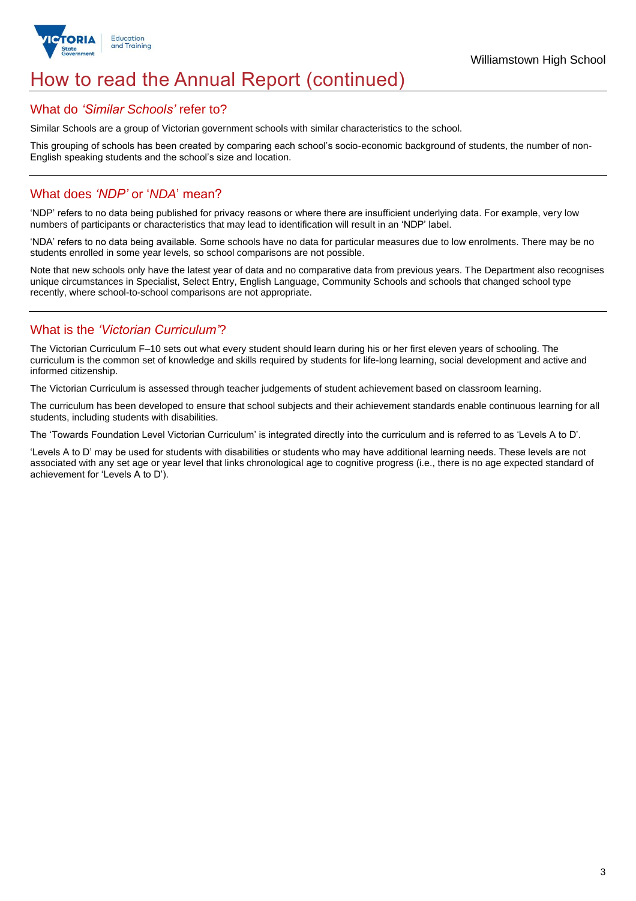# How to read the Annual Report (continued)

## What do *'Similar Schools'* refer to?

Similar Schools are a group of Victorian government schools with similar characteristics to the school.

This grouping of schools has been created by comparing each school's socio-economic background of students, the number of non-English speaking students and the school's size and location.

## What does *'NDP'* or '*NDA*' mean?

'NDP' refers to no data being published for privacy reasons or where there are insufficient underlying data. For example, very low numbers of participants or characteristics that may lead to identification will result in an 'NDP' label.

'NDA' refers to no data being available. Some schools have no data for particular measures due to low enrolments. There may be no students enrolled in some year levels, so school comparisons are not possible.

Note that new schools only have the latest year of data and no comparative data from previous years. The Department also recognises unique circumstances in Specialist, Select Entry, English Language, Community Schools and schools that changed school type recently, where school-to-school comparisons are not appropriate.

## What is the *'Victorian Curriculum'*?

The Victorian Curriculum F–10 sets out what every student should learn during his or her first eleven years of schooling. The curriculum is the common set of knowledge and skills required by students for life-long learning, social development and active and informed citizenship.

The Victorian Curriculum is assessed through teacher judgements of student achievement based on classroom learning.

The curriculum has been developed to ensure that school subjects and their achievement standards enable continuous learning for all students, including students with disabilities.

The 'Towards Foundation Level Victorian Curriculum' is integrated directly into the curriculum and is referred to as 'Levels A to D'.

'Levels A to D' may be used for students with disabilities or students who may have additional learning needs. These levels are not associated with any set age or year level that links chronological age to cognitive progress (i.e., there is no age expected standard of achievement for 'Levels A to D').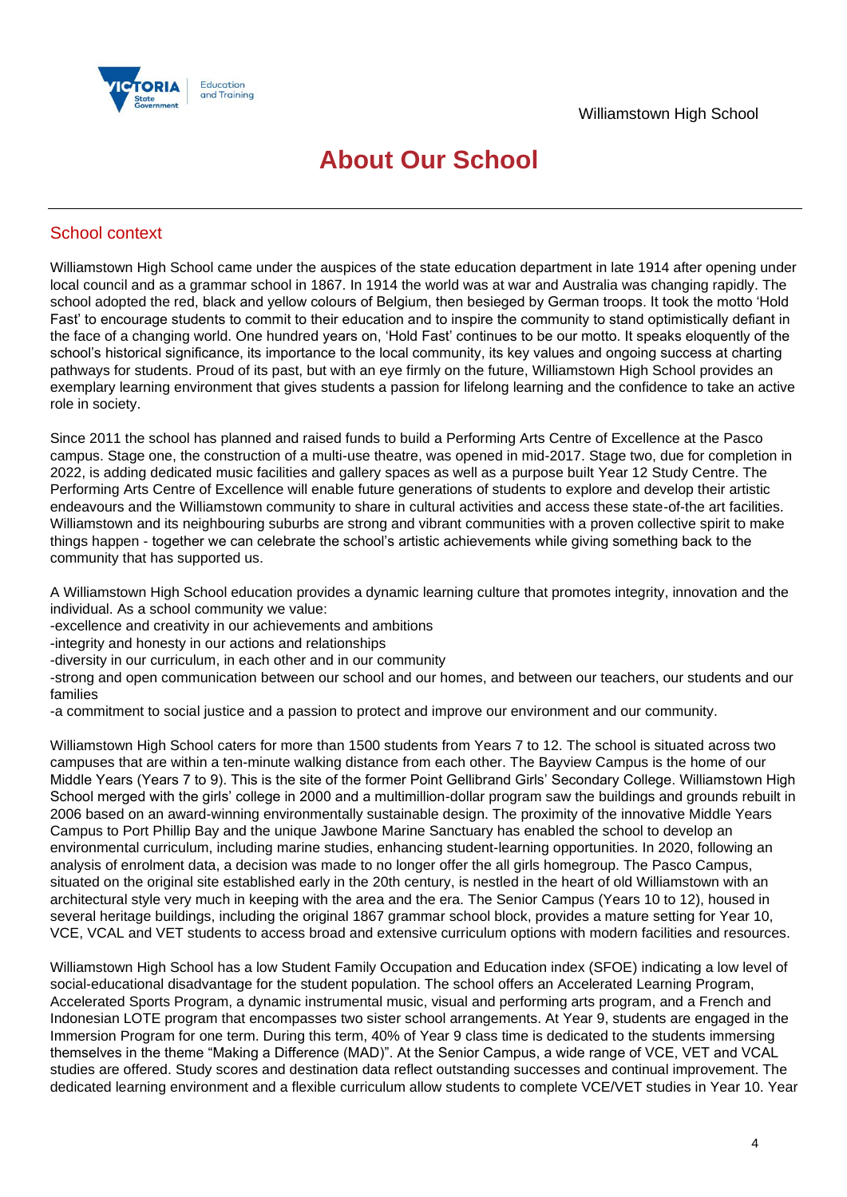# About Our School

## School context

Williamstown High School came under the auspices of the state education department in late 1914 after opening under local council and as a grammar school in 1867. In 1914 the world was at war and Australia was changing rapidly. The school adopted the red, black and yellow colours of Belgium, then besieged by German troops. It took the motto 'Hold Fast' to encourage students to commit to their education and to inspire the community to stand optimistically defiant in the face of a changing world. One hundred years on, 'Hold Fast' continues to be our motto. It speaks eloquently of the school's historical significance, its importance to the local community, its key values and ongoing success at charting pathways for students. Proud of its past, but with an eye firmly on the future, Williamstown High School provides an exemplary learning environment that gives students a passion for lifelong learning and the confidence to take an active role in society.

Since 2011 the school has planned and raised funds to build a Performing Arts Centre of Excellence at the Pasco campus. Stage one, the construction of a multi-use theatre, was opened in mid-2017. Stage two, due for completion in 2022, is adding dedicated music facilities and gallery spaces as well as a purpose built Year 12 Study Centre. The Performing Arts Centre of Excellence will enable future generations of students to explore and develop their artistic endeavours and the Williamstown community to share in cultural activities and access these state-of-the art facilities. Williamstown and its neighbouring suburbs are strong and vibrant communities with a proven collective spirit to make things happen - together we can celebrate the school's artistic achievements while giving something back to the community that has supported us.

A Williamstown High School education provides a dynamic learning culture that promotes integrity, innovation and the individual. As a school community we value:

-excellence and creativity in our achievements and ambitions
-integrity and honesty in our actions and relationships
-diversity in our curriculum, in each other and in our community
-strong and open communication between our school and our homes, and between our teachers, our students and our families
-a commitment to social justice and a passion to protect and improve our environment and our community.

Williamstown High School caters for more than 1500 students from Years 7 to 12. The school is situated across two campuses that are within a ten-minute walking distance from each other. The Bayview Campus is the home of our Middle Years (Years 7 to 9). This is the site of the former Point Gellibrand Girls' Secondary College. Williamstown High School merged with the girls' college in 2000 and a multimillion-dollar program saw the buildings and grounds rebuilt in 2006 based on an award-winning environmentally sustainable design. The proximity of the innovative Middle Years Campus to Port Phillip Bay and the unique Jawbone Marine Sanctuary has enabled the school to develop an environmental curriculum, including marine studies, enhancing student-learning opportunities. In 2020, following an analysis of enrolment data, a decision was made to no longer offer the all girls homegroup. The Pasco Campus, situated on the original site established early in the 20th century, is nestled in the heart of old Williamstown with an architectural style very much in keeping with the area and the era. The Senior Campus (Years 10 to 12), housed in several heritage buildings, including the original 1867 grammar school block, provides a mature setting for Year 10, VCE, VCAL and VET students to access broad and extensive curriculum options with modern facilities and resources.

Williamstown High School has a low Student Family Occupation and Education index (SFOE) indicating a low level of social-educational disadvantage for the student population. The school offers an Accelerated Learning Program, Accelerated Sports Program, a dynamic instrumental music, visual and performing arts program, and a French and Indonesian LOTE program that encompasses two sister school arrangements. At Year 9, students are engaged in the Immersion Program for one term. During this term, 40% of Year 9 class time is dedicated to the students immersing themselves in the theme "Making a Difference (MAD)". At the Senior Campus, a wide range of VCE, VET and VCAL studies are offered. Study scores and destination data reflect outstanding successes and continual improvement. The dedicated learning environment and a flexible curriculum allow students to complete VCE/VET studies in Year 10. Year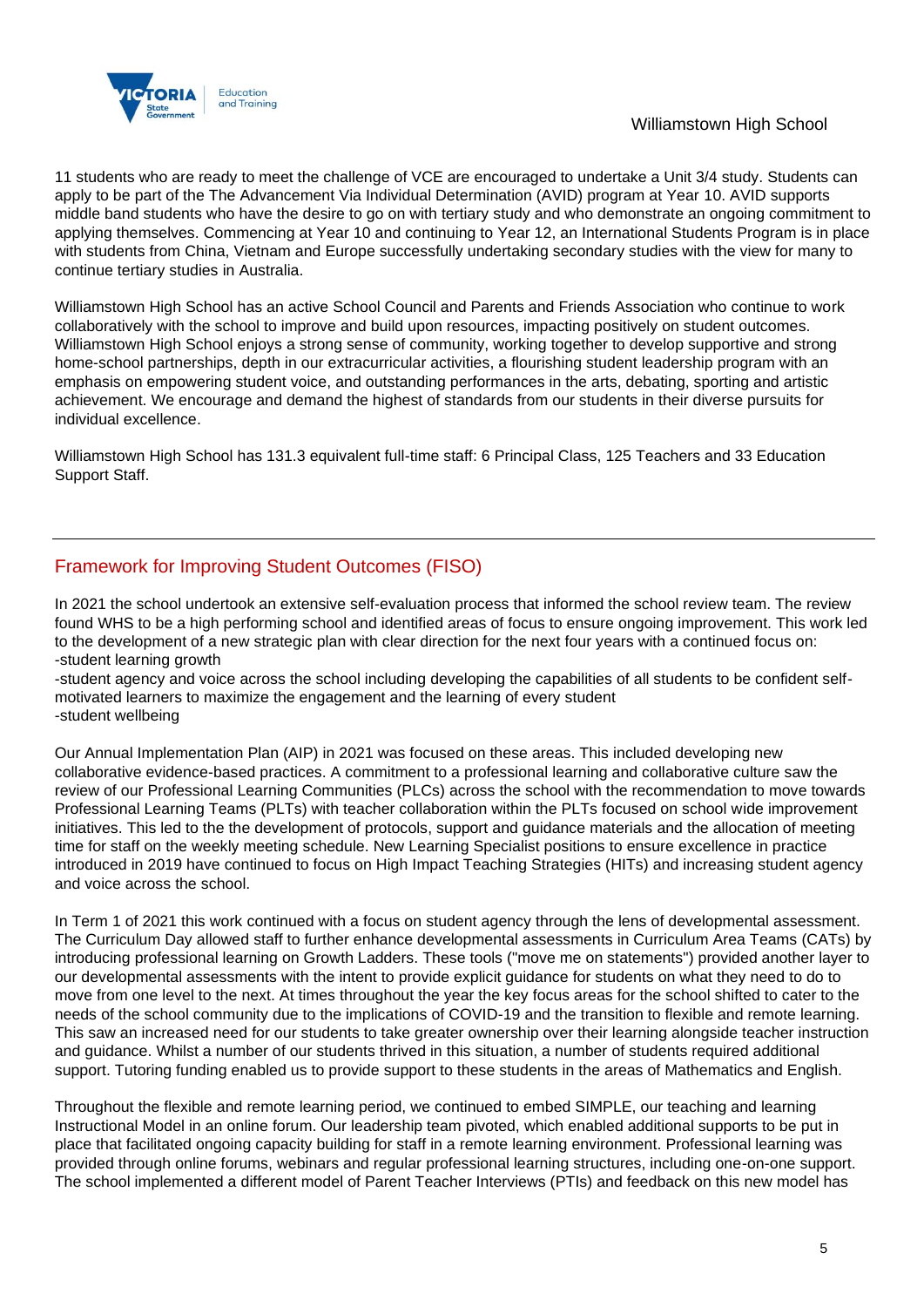11 students who are ready to meet the challenge of VCE are encouraged to undertake a Unit 3/4 study. Students can apply to be part of the The Advancement Via Individual Determination (AVID) program at Year 10. AVID supports middle band students who have the desire to go on with tertiary study and who demonstrate an ongoing commitment to applying themselves. Commencing at Year 10 and continuing to Year 12, an International Students Program is in place with students from China, Vietnam and Europe successfully undertaking secondary studies with the view for many to continue tertiary studies in Australia.

Williamstown High School has an active School Council and Parents and Friends Association who continue to work collaboratively with the school to improve and build upon resources, impacting positively on student outcomes. Williamstown High School enjoys a strong sense of community, working together to develop supportive and strong home-school partnerships, depth in our extracurricular activities, a flourishing student leadership program with an emphasis on empowering student voice, and outstanding performances in the arts, debating, sporting and artistic achievement. We encourage and demand the highest of standards from our students in their diverse pursuits for individual excellence.

Williamstown High School has 131.3 equivalent full-time staff: 6 Principal Class, 125 Teachers and 33 Education Support Staff.

## Framework for Improving Student Outcomes (FISO)

In 2021 the school undertook an extensive self-evaluation process that informed the school review team. The review found WHS to be a high performing school and identified areas of focus to ensure ongoing improvement. This work led to the development of a new strategic plan with clear direction for the next four years with a continued focus on:
-student learning growth
-student agency and voice across the school including developing the capabilities of all students to be confident self-motivated learners to maximize the engagement and the learning of every student
-student wellbeing

Our Annual Implementation Plan (AIP) in 2021 was focused on these areas. This included developing new collaborative evidence-based practices. A commitment to a professional learning and collaborative culture saw the review of our Professional Learning Communities (PLCs) across the school with the recommendation to move towards Professional Learning Teams (PLTs) with teacher collaboration within the PLTs focused on school wide improvement initiatives. This led to the the development of protocols, support and guidance materials and the allocation of meeting time for staff on the weekly meeting schedule. New Learning Specialist positions to ensure excellence in practice introduced in 2019 have continued to focus on High Impact Teaching Strategies (HITs) and increasing student agency and voice across the school.

In Term 1 of 2021 this work continued with a focus on student agency through the lens of developmental assessment. The Curriculum Day allowed staff to further enhance developmental assessments in Curriculum Area Teams (CATs) by introducing professional learning on Growth Ladders. These tools ("move me on statements") provided another layer to our developmental assessments with the intent to provide explicit guidance for students on what they need to do to move from one level to the next. At times throughout the year the key focus areas for the school shifted to cater to the needs of the school community due to the implications of COVID-19 and the transition to flexible and remote learning. This saw an increased need for our students to take greater ownership over their learning alongside teacher instruction and guidance. Whilst a number of our students thrived in this situation, a number of students required additional support. Tutoring funding enabled us to provide support to these students in the areas of Mathematics and English.

Throughout the flexible and remote learning period, we continued to embed SIMPLE, our teaching and learning Instructional Model in an online forum. Our leadership team pivoted, which enabled additional supports to be put in place that facilitated ongoing capacity building for staff in a remote learning environment. Professional learning was provided through online forums, webinars and regular professional learning structures, including one-on-one support. The school implemented a different model of Parent Teacher Interviews (PTIs) and feedback on this new model has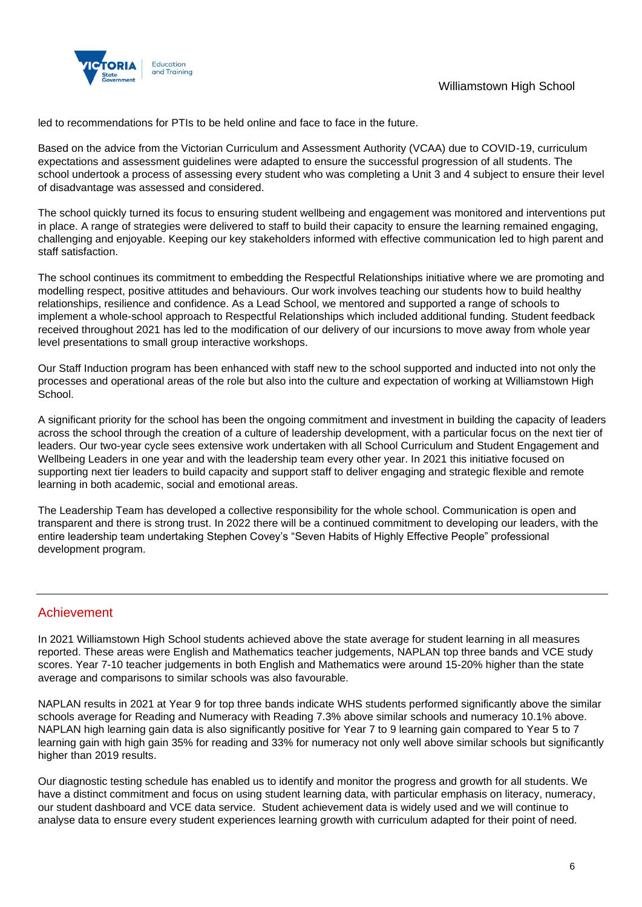led to recommendations for PTIs to be held online and face to face in the future.

Based on the advice from the Victorian Curriculum and Assessment Authority (VCAA) due to COVID-19, curriculum expectations and assessment guidelines were adapted to ensure the successful progression of all students. The school undertook a process of assessing every student who was completing a Unit 3 and 4 subject to ensure their level of disadvantage was assessed and considered.

The school quickly turned its focus to ensuring student wellbeing and engagement was monitored and interventions put in place. A range of strategies were delivered to staff to build their capacity to ensure the learning remained engaging, challenging and enjoyable. Keeping our key stakeholders informed with effective communication led to high parent and staff satisfaction.

The school continues its commitment to embedding the Respectful Relationships initiative where we are promoting and modelling respect, positive attitudes and behaviours. Our work involves teaching our students how to build healthy relationships, resilience and confidence. As a Lead School, we mentored and supported a range of schools to implement a whole-school approach to Respectful Relationships which included additional funding. Student feedback received throughout 2021 has led to the modification of our delivery of our incursions to move away from whole year level presentations to small group interactive workshops.

Our Staff Induction program has been enhanced with staff new to the school supported and inducted into not only the processes and operational areas of the role but also into the culture and expectation of working at Williamstown High School.

A significant priority for the school has been the ongoing commitment and investment in building the capacity of leaders across the school through the creation of a culture of leadership development, with a particular focus on the next tier of leaders. Our two-year cycle sees extensive work undertaken with all School Curriculum and Student Engagement and Wellbeing Leaders in one year and with the leadership team every other year. In 2021 this initiative focused on supporting next tier leaders to build capacity and support staff to deliver engaging and strategic flexible and remote learning in both academic, social and emotional areas.

The Leadership Team has developed a collective responsibility for the whole school. Communication is open and transparent and there is strong trust. In 2022 there will be a continued commitment to developing our leaders, with the entire leadership team undertaking Stephen Covey's "Seven Habits of Highly Effective People" professional development program.

## Achievement

In 2021 Williamstown High School students achieved above the state average for student learning in all measures reported. These areas were English and Mathematics teacher judgements, NAPLAN top three bands and VCE study scores. Year 7-10 teacher judgements in both English and Mathematics were around 15-20% higher than the state average and comparisons to similar schools was also favourable.

NAPLAN results in 2021 at Year 9 for top three bands indicate WHS students performed significantly above the similar schools average for Reading and Numeracy with Reading 7.3% above similar schools and numeracy 10.1% above. NAPLAN high learning gain data is also significantly positive for Year 7 to 9 learning gain compared to Year 5 to 7 learning gain with high gain 35% for reading and 33% for numeracy not only well above similar schools but significantly higher than 2019 results.

Our diagnostic testing schedule has enabled us to identify and monitor the progress and growth for all students. We have a distinct commitment and focus on using student learning data, with particular emphasis on literacy, numeracy, our student dashboard and VCE data service. Student achievement data is widely used and we will continue to analyse data to ensure every student experiences learning growth with curriculum adapted for their point of need.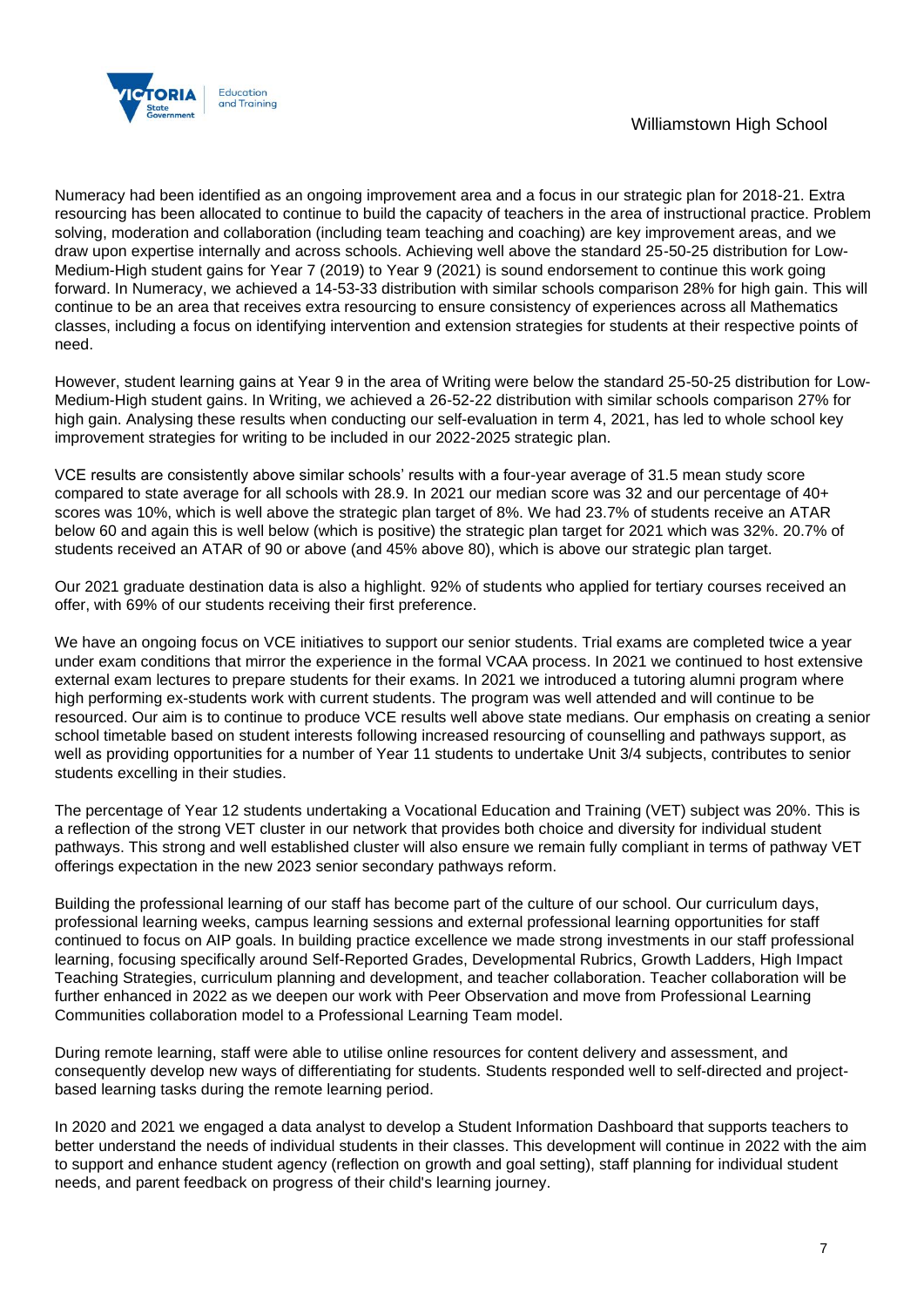Numeracy had been identified as an ongoing improvement area and a focus in our strategic plan for 2018-21. Extra resourcing has been allocated to continue to build the capacity of teachers in the area of instructional practice. Problem solving, moderation and collaboration (including team teaching and coaching) are key improvement areas, and we draw upon expertise internally and across schools. Achieving well above the standard 25-50-25 distribution for Low-Medium-High student gains for Year 7 (2019) to Year 9 (2021) is sound endorsement to continue this work going forward. In Numeracy, we achieved a 14-53-33 distribution with similar schools comparison 28% for high gain. This will continue to be an area that receives extra resourcing to ensure consistency of experiences across all Mathematics classes, including a focus on identifying intervention and extension strategies for students at their respective points of need.

However, student learning gains at Year 9 in the area of Writing were below the standard 25-50-25 distribution for Low-Medium-High student gains. In Writing, we achieved a 26-52-22 distribution with similar schools comparison 27% for high gain. Analysing these results when conducting our self-evaluation in term 4, 2021, has led to whole school key improvement strategies for writing to be included in our 2022-2025 strategic plan.

VCE results are consistently above similar schools' results with a four-year average of 31.5 mean study score compared to state average for all schools with 28.9. In 2021 our median score was 32 and our percentage of 40+ scores was 10%, which is well above the strategic plan target of 8%. We had 23.7% of students receive an ATAR below 60 and again this is well below (which is positive) the strategic plan target for 2021 which was 32%. 20.7% of students received an ATAR of 90 or above (and 45% above 80), which is above our strategic plan target.

Our 2021 graduate destination data is also a highlight. 92% of students who applied for tertiary courses received an offer, with 69% of our students receiving their first preference.

We have an ongoing focus on VCE initiatives to support our senior students. Trial exams are completed twice a year under exam conditions that mirror the experience in the formal VCAA process. In 2021 we continued to host extensive external exam lectures to prepare students for their exams. In 2021 we introduced a tutoring alumni program where high performing ex-students work with current students. The program was well attended and will continue to be resourced. Our aim is to continue to produce VCE results well above state medians. Our emphasis on creating a senior school timetable based on student interests following increased resourcing of counselling and pathways support, as well as providing opportunities for a number of Year 11 students to undertake Unit 3/4 subjects, contributes to senior students excelling in their studies.

The percentage of Year 12 students undertaking a Vocational Education and Training (VET) subject was 20%. This is a reflection of the strong VET cluster in our network that provides both choice and diversity for individual student pathways. This strong and well established cluster will also ensure we remain fully compliant in terms of pathway VET offerings expectation in the new 2023 senior secondary pathways reform.

Building the professional learning of our staff has become part of the culture of our school. Our curriculum days, professional learning weeks, campus learning sessions and external professional learning opportunities for staff continued to focus on AIP goals. In building practice excellence we made strong investments in our staff professional learning, focusing specifically around Self-Reported Grades, Developmental Rubrics, Growth Ladders, High Impact Teaching Strategies, curriculum planning and development, and teacher collaboration. Teacher collaboration will be further enhanced in 2022 as we deepen our work with Peer Observation and move from Professional Learning Communities collaboration model to a Professional Learning Team model.

During remote learning, staff were able to utilise online resources for content delivery and assessment, and consequently develop new ways of differentiating for students. Students responded well to self-directed and project-based learning tasks during the remote learning period.

In 2020 and 2021 we engaged a data analyst to develop a Student Information Dashboard that supports teachers to better understand the needs of individual students in their classes. This development will continue in 2022 with the aim to support and enhance student agency (reflection on growth and goal setting), staff planning for individual student needs, and parent feedback on progress of their child's learning journey.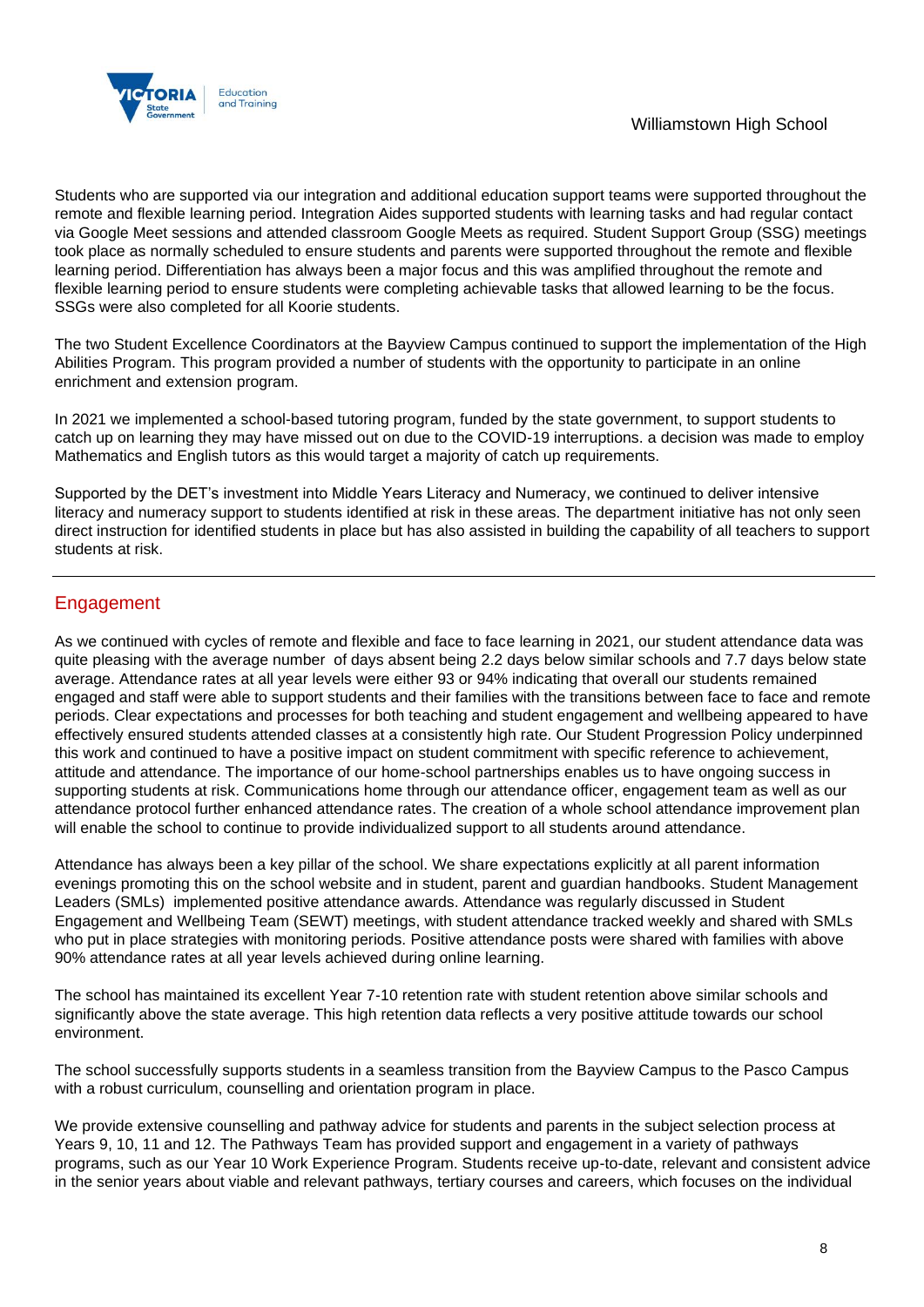Students who are supported via our integration and additional education support teams were supported throughout the remote and flexible learning period. Integration Aides supported students with learning tasks and had regular contact via Google Meet sessions and attended classroom Google Meets as required. Student Support Group (SSG) meetings took place as normally scheduled to ensure students and parents were supported throughout the remote and flexible learning period. Differentiation has always been a major focus and this was amplified throughout the remote and flexible learning period to ensure students were completing achievable tasks that allowed learning to be the focus. SSGs were also completed for all Koorie students.

The two Student Excellence Coordinators at the Bayview Campus continued to support the implementation of the High Abilities Program. This program provided a number of students with the opportunity to participate in an online enrichment and extension program.

In 2021 we implemented a school-based tutoring program, funded by the state government, to support students to catch up on learning they may have missed out on due to the COVID-19 interruptions. a decision was made to employ Mathematics and English tutors as this would target a majority of catch up requirements.

Supported by the DET's investment into Middle Years Literacy and Numeracy, we continued to deliver intensive literacy and numeracy support to students identified at risk in these areas. The department initiative has not only seen direct instruction for identified students in place but has also assisted in building the capability of all teachers to support students at risk.

## Engagement

As we continued with cycles of remote and flexible and face to face learning in 2021, our student attendance data was quite pleasing with the average number of days absent being 2.2 days below similar schools and 7.7 days below state average. Attendance rates at all year levels were either 93 or 94% indicating that overall our students remained engaged and staff were able to support students and their families with the transitions between face to face and remote periods. Clear expectations and processes for both teaching and student engagement and wellbeing appeared to have effectively ensured students attended classes at a consistently high rate. Our Student Progression Policy underpinned this work and continued to have a positive impact on student commitment with specific reference to achievement, attitude and attendance. The importance of our home-school partnerships enables us to have ongoing success in supporting students at risk. Communications home through our attendance officer, engagement team as well as our attendance protocol further enhanced attendance rates. The creation of a whole school attendance improvement plan will enable the school to continue to provide individualized support to all students around attendance.

Attendance has always been a key pillar of the school. We share expectations explicitly at all parent information evenings promoting this on the school website and in student, parent and guardian handbooks. Student Management Leaders (SMLs) implemented positive attendance awards. Attendance was regularly discussed in Student Engagement and Wellbeing Team (SEWT) meetings, with student attendance tracked weekly and shared with SMLs who put in place strategies with monitoring periods. Positive attendance posts were shared with families with above 90% attendance rates at all year levels achieved during online learning.

The school has maintained its excellent Year 7-10 retention rate with student retention above similar schools and significantly above the state average. This high retention data reflects a very positive attitude towards our school environment.

The school successfully supports students in a seamless transition from the Bayview Campus to the Pasco Campus with a robust curriculum, counselling and orientation program in place.

We provide extensive counselling and pathway advice for students and parents in the subject selection process at Years 9, 10, 11 and 12. The Pathways Team has provided support and engagement in a variety of pathways programs, such as our Year 10 Work Experience Program. Students receive up-to-date, relevant and consistent advice in the senior years about viable and relevant pathways, tertiary courses and careers, which focuses on the individual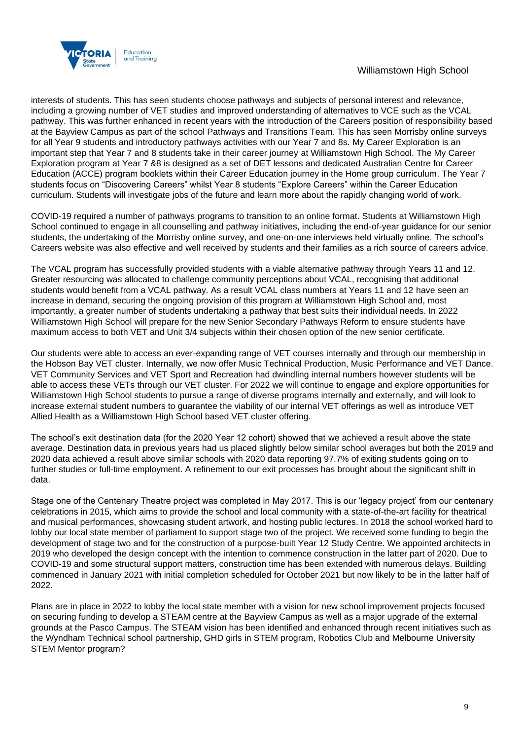interests of students. This has seen students choose pathways and subjects of personal interest and relevance, including a growing number of VET studies and improved understanding of alternatives to VCE such as the VCAL pathway. This was further enhanced in recent years with the introduction of the Careers position of responsibility based at the Bayview Campus as part of the school Pathways and Transitions Team. This has seen Morrisby online surveys for all Year 9 students and introductory pathways activities with our Year 7 and 8s. My Career Exploration is an important step that Year 7 and 8 students take in their career journey at Williamstown High School. The My Career Exploration program at Year 7 &8 is designed as a set of DET lessons and dedicated Australian Centre for Career Education (ACCE) program booklets within their Career Education journey in the Home group curriculum. The Year 7 students focus on "Discovering Careers" whilst Year 8 students "Explore Careers" within the Career Education curriculum. Students will investigate jobs of the future and learn more about the rapidly changing world of work.

COVID-19 required a number of pathways programs to transition to an online format. Students at Williamstown High School continued to engage in all counselling and pathway initiatives, including the end-of-year guidance for our senior students, the undertaking of the Morrisby online survey, and one-on-one interviews held virtually online. The school's Careers website was also effective and well received by students and their families as a rich source of careers advice.

The VCAL program has successfully provided students with a viable alternative pathway through Years 11 and 12. Greater resourcing was allocated to challenge community perceptions about VCAL, recognising that additional students would benefit from a VCAL pathway. As a result VCAL class numbers at Years 11 and 12 have seen an increase in demand, securing the ongoing provision of this program at Williamstown High School and, most importantly, a greater number of students undertaking a pathway that best suits their individual needs. In 2022 Williamstown High School will prepare for the new Senior Secondary Pathways Reform to ensure students have maximum access to both VET and Unit 3/4 subjects within their chosen option of the new senior certificate.

Our students were able to access an ever-expanding range of VET courses internally and through our membership in the Hobson Bay VET cluster. Internally, we now offer Music Technical Production, Music Performance and VET Dance. VET Community Services and VET Sport and Recreation had dwindling internal numbers however students will be able to access these VETs through our VET cluster. For 2022 we will continue to engage and explore opportunities for Williamstown High School students to pursue a range of diverse programs internally and externally, and will look to increase external student numbers to guarantee the viability of our internal VET offerings as well as introduce VET Allied Health as a Williamstown High School based VET cluster offering.

The school's exit destination data (for the 2020 Year 12 cohort) showed that we achieved a result above the state average. Destination data in previous years had us placed slightly below similar school averages but both the 2019 and 2020 data achieved a result above similar schools with 2020 data reporting 97.7% of exiting students going on to further studies or full-time employment. A refinement to our exit processes has brought about the significant shift in data.

Stage one of the Centenary Theatre project was completed in May 2017. This is our 'legacy project' from our centenary celebrations in 2015, which aims to provide the school and local community with a state-of-the-art facility for theatrical and musical performances, showcasing student artwork, and hosting public lectures. In 2018 the school worked hard to lobby our local state member of parliament to support stage two of the project. We received some funding to begin the development of stage two and for the construction of a purpose-built Year 12 Study Centre. We appointed architects in 2019 who developed the design concept with the intention to commence construction in the latter part of 2020. Due to COVID-19 and some structural support matters, construction time has been extended with numerous delays. Building commenced in January 2021 with initial completion scheduled for October 2021 but now likely to be in the latter half of 2022.

Plans are in place in 2022 to lobby the local state member with a vision for new school improvement projects focused on securing funding to develop a STEAM centre at the Bayview Campus as well as a major upgrade of the external grounds at the Pasco Campus. The STEAM vision has been identified and enhanced through recent initiatives such as the Wyndham Technical school partnership, GHD girls in STEM program, Robotics Club and Melbourne University STEM Mentor program?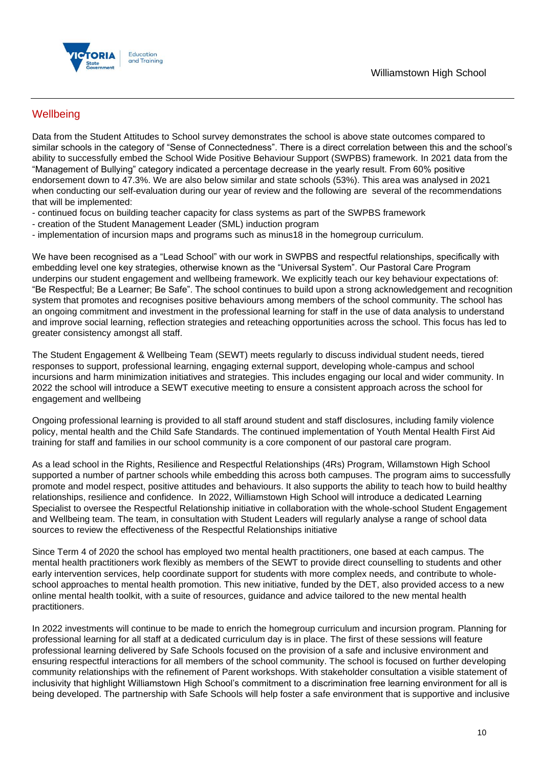## Wellbeing

Data from the Student Attitudes to School survey demonstrates the school is above state outcomes compared to similar schools in the category of "Sense of Connectedness". There is a direct correlation between this and the school's ability to successfully embed the School Wide Positive Behaviour Support (SWPBS) framework. In 2021 data from the "Management of Bullying" category indicated a percentage decrease in the yearly result. From 60% positive endorsement down to 47.3%. We are also below similar and state schools (53%). This area was analysed in 2021 when conducting our self-evaluation during our year of review and the following are several of the recommendations that will be implemented:

- continued focus on building teacher capacity for class systems as part of the SWPBS framework
- creation of the Student Management Leader (SML) induction program
- implementation of incursion maps and programs such as minus18 in the homegroup curriculum.

We have been recognised as a "Lead School" with our work in SWPBS and respectful relationships, specifically with embedding level one key strategies, otherwise known as the "Universal System". Our Pastoral Care Program underpins our student engagement and wellbeing framework. We explicitly teach our key behaviour expectations of: "Be Respectful; Be a Learner; Be Safe". The school continues to build upon a strong acknowledgement and recognition system that promotes and recognises positive behaviours among members of the school community. The school has an ongoing commitment and investment in the professional learning for staff in the use of data analysis to understand and improve social learning, reflection strategies and reteaching opportunities across the school. This focus has led to greater consistency amongst all staff.

The Student Engagement & Wellbeing Team (SEWT) meets regularly to discuss individual student needs, tiered responses to support, professional learning, engaging external support, developing whole-campus and school incursions and harm minimization initiatives and strategies. This includes engaging our local and wider community. In 2022 the school will introduce a SEWT executive meeting to ensure a consistent approach across the school for engagement and wellbeing

Ongoing professional learning is provided to all staff around student and staff disclosures, including family violence policy, mental health and the Child Safe Standards. The continued implementation of Youth Mental Health First Aid training for staff and families in our school community is a core component of our pastoral care program.

As a lead school in the Rights, Resilience and Respectful Relationships (4Rs) Program, Willamstown High School supported a number of partner schools while embedding this across both campuses. The program aims to successfully promote and model respect, positive attitudes and behaviours. It also supports the ability to teach how to build healthy relationships, resilience and confidence. In 2022, Williamstown High School will introduce a dedicated Learning Specialist to oversee the Respectful Relationship initiative in collaboration with the whole-school Student Engagement and Wellbeing team. The team, in consultation with Student Leaders will regularly analyse a range of school data sources to review the effectiveness of the Respectful Relationships initiative

Since Term 4 of 2020 the school has employed two mental health practitioners, one based at each campus. The mental health practitioners work flexibly as members of the SEWT to provide direct counselling to students and other early intervention services, help coordinate support for students with more complex needs, and contribute to whole-school approaches to mental health promotion. This new initiative, funded by the DET, also provided access to a new online mental health toolkit, with a suite of resources, guidance and advice tailored to the new mental health practitioners.

In 2022 investments will continue to be made to enrich the homegroup curriculum and incursion program. Planning for professional learning for all staff at a dedicated curriculum day is in place. The first of these sessions will feature professional learning delivered by Safe Schools focused on the provision of a safe and inclusive environment and ensuring respectful interactions for all members of the school community. The school is focused on further developing community relationships with the refinement of Parent workshops. With stakeholder consultation a visible statement of inclusivity that highlight Williamstown High School's commitment to a discrimination free learning environment for all is being developed. The partnership with Safe Schools will help foster a safe environment that is supportive and inclusive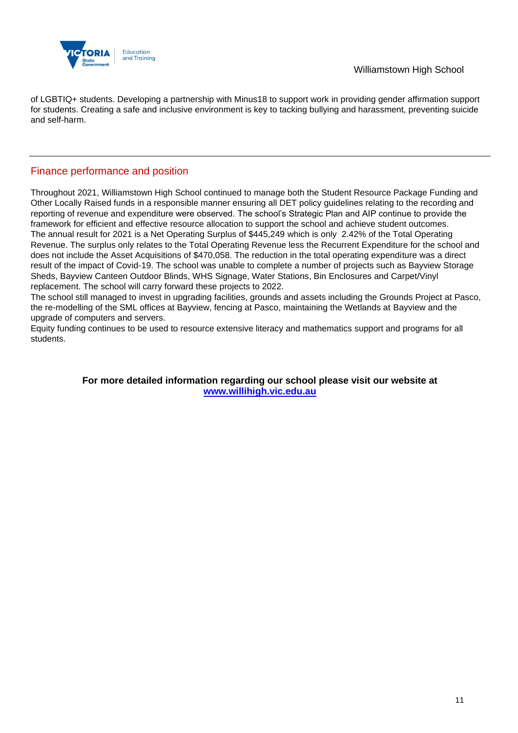of LGBTIQ+ students. Developing a partnership with Minus18 to support work in providing gender affirmation support for students. Creating a safe and inclusive environment is key to tacking bullying and harassment, preventing suicide and self-harm.

## Finance performance and position

Throughout 2021, Williamstown High School continued to manage both the Student Resource Package Funding and Other Locally Raised funds in a responsible manner ensuring all DET policy guidelines relating to the recording and reporting of revenue and expenditure were observed. The school's Strategic Plan and AIP continue to provide the framework for efficient and effective resource allocation to support the school and achieve student outcomes.
The annual result for 2021 is a Net Operating Surplus of $445,249 which is only 2.42% of the Total Operating Revenue. The surplus only relates to the Total Operating Revenue less the Recurrent Expenditure for the school and does not include the Asset Acquisitions of $470,058. The reduction in the total operating expenditure was a direct result of the impact of Covid-19. The school was unable to complete a number of projects such as Bayview Storage Sheds, Bayview Canteen Outdoor Blinds, WHS Signage, Water Stations, Bin Enclosures and Carpet/Vinyl replacement. The school will carry forward these projects to 2022.
The school still managed to invest in upgrading facilities, grounds and assets including the Grounds Project at Pasco, the re-modelling of the SML offices at Bayview, fencing at Pasco, maintaining the Wetlands at Bayview and the upgrade of computers and servers.
Equity funding continues to be used to resource extensive literacy and mathematics support and programs for all students.

**For more detailed information regarding our school please visit our website at [www.willihigh.vic.edu.au](http://www.willihigh.vic.edu.au)**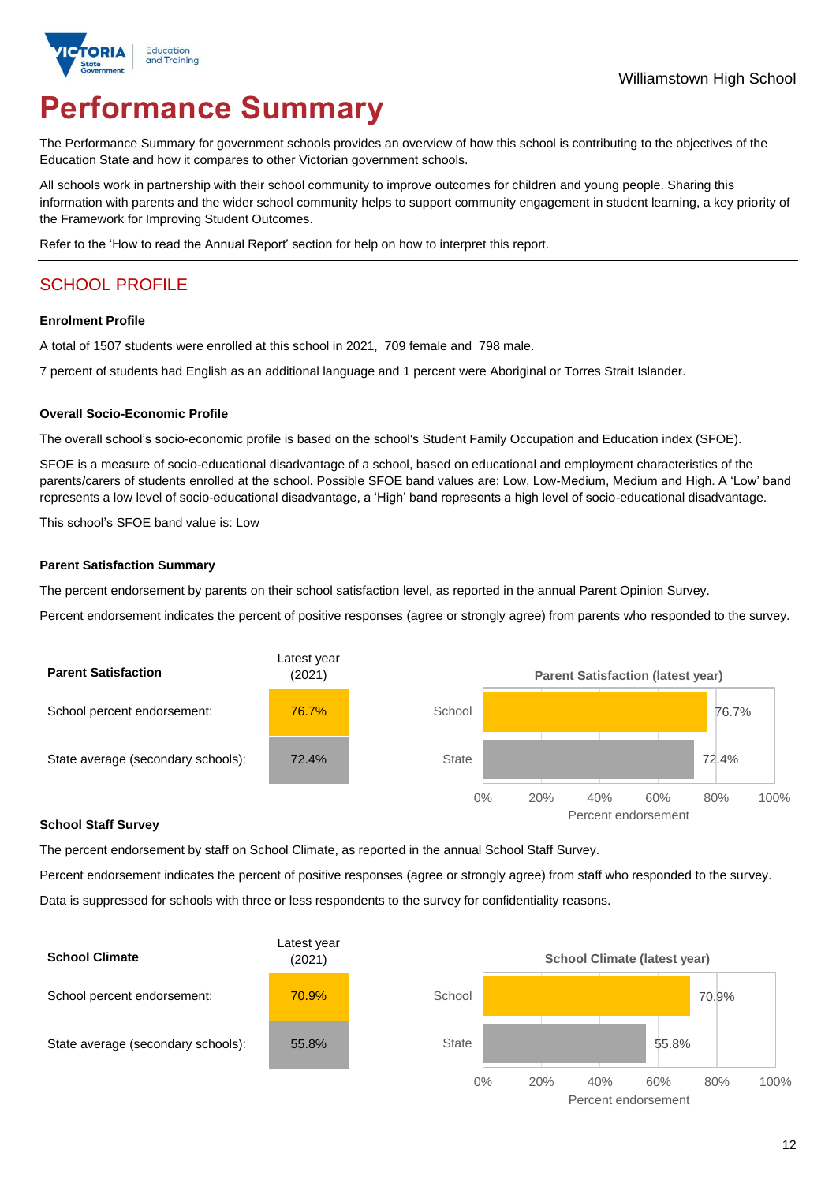Williamstown High School

# Performance Summary

The Performance Summary for government schools provides an overview of how this school is contributing to the objectives of the Education State and how it compares to other Victorian government schools.

All schools work in partnership with their school community to improve outcomes for children and young people. Sharing this information with parents and the wider school community helps to support community engagement in student learning, a key priority of the Framework for Improving Student Outcomes.

Refer to the 'How to read the Annual Report' section for help on how to interpret this report.

## SCHOOL PROFILE

### Enrolment Profile

A total of 1507 students were enrolled at this school in 2021, 709 female and 798 male.

7 percent of students had English as an additional language and 1 percent were Aboriginal or Torres Strait Islander.

### Overall Socio-Economic Profile

The overall school's socio-economic profile is based on the school's Student Family Occupation and Education index (SFOE).

SFOE is a measure of socio-educational disadvantage of a school, based on educational and employment characteristics of the parents/carers of students enrolled at the school. Possible SFOE band values are: Low, Low-Medium, Medium and High. A 'Low' band represents a low level of socio-educational disadvantage, a 'High' band represents a high level of socio-educational disadvantage.

This school's SFOE band value is: Low

### Parent Satisfaction Summary

The percent endorsement by parents on their school satisfaction level, as reported in the annual Parent Opinion Survey.

Percent endorsement indicates the percent of positive responses (agree or strongly agree) from parents who responded to the survey.

| Parent Satisfaction | Latest year (2021) |
|---|---|
| School percent endorsement: | 76.7% |
| State average (secondary schools): | 72.4% |

Parent Satisfaction (latest year)

| | Percent endorsement |
|---|---|
| School | 76.7% |
| State | 72.4% |

### School Staff Survey

The percent endorsement by staff on School Climate, as reported in the annual School Staff Survey.

Percent endorsement indicates the percent of positive responses (agree or strongly agree) from staff who responded to the survey.

Data is suppressed for schools with three or less respondents to the survey for confidentiality reasons.

| School Climate | Latest year (2021) |
|---|---|
| School percent endorsement: | 70.9% |
| State average (secondary schools): | 55.8% |

School Climate (latest year)

| | Percent endorsement |
|---|---|
| School | 70.9% |
| State | 55.8% |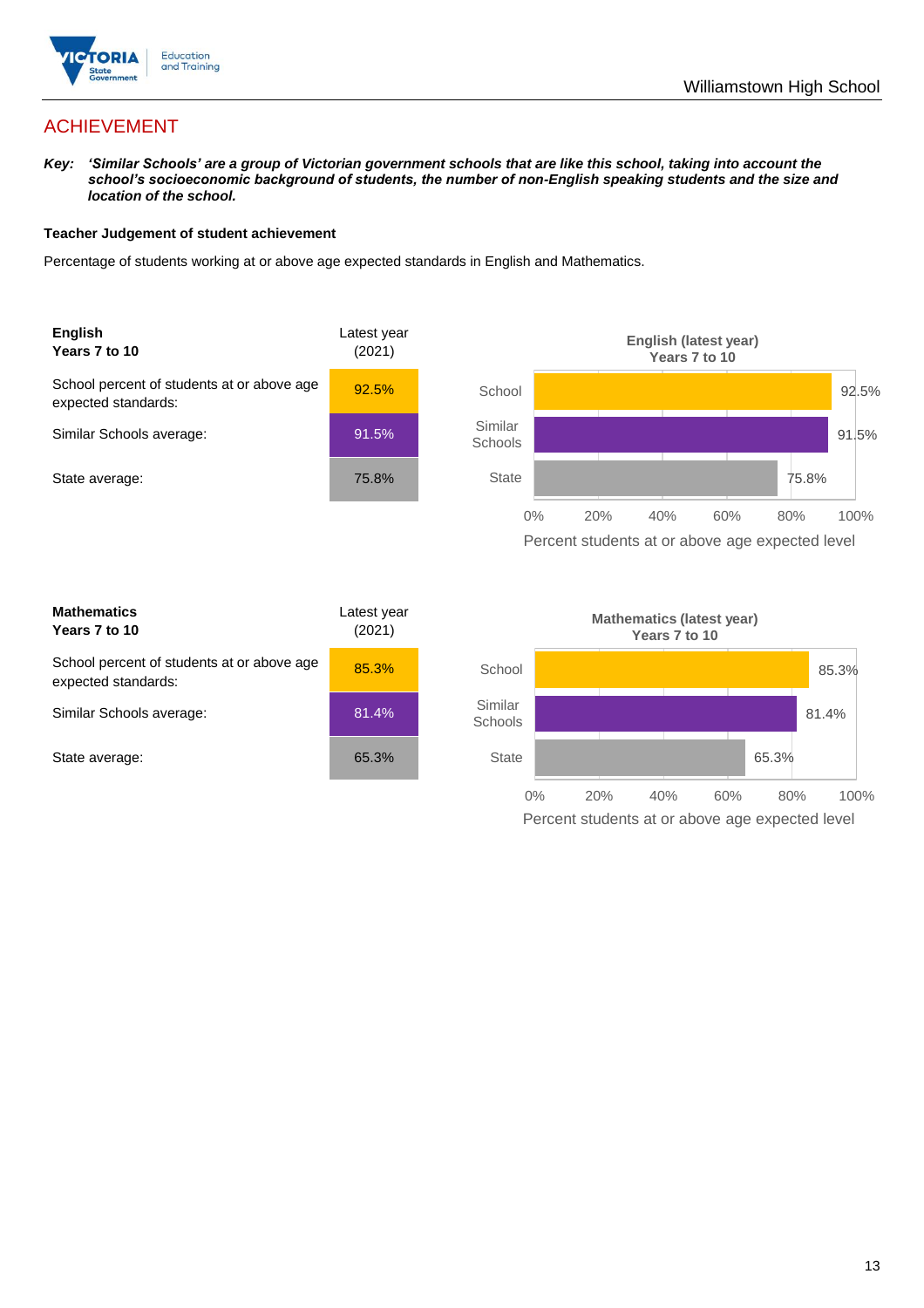# ACHIEVEMENT

***Key:*** ***'Similar Schools' are a group of Victorian government schools that are like this school, taking into account the school's socioeconomic background of students, the number of non-English speaking students and the size and location of the school.***

**Teacher Judgement of student achievement**

Percentage of students working at or above age expected standards in English and Mathematics.

| **English Years 7 to 10** | Latest year (2021) |
|---|---|
| School percent of students at or above age expected standards: | 92.5% |
| Similar Schools average: | 91.5% |
| State average: | 75.8% |

**English (latest year) Years 7 to 10**

| | Percent students at or above age expected level |
|---|---|
| School | 92.5% |
| Similar Schools | 91.5% |
| State | 75.8% |

| **Mathematics Years 7 to 10** | Latest year (2021) |
|---|---|
| School percent of students at or above age expected standards: | 85.3% |
| Similar Schools average: | 81.4% |
| State average: | 65.3% |

**Mathematics (latest year) Years 7 to 10**

| | Percent students at or above age expected level |
|---|---|
| School | 85.3% |
| Similar Schools | 81.4% |
| State | 65.3% |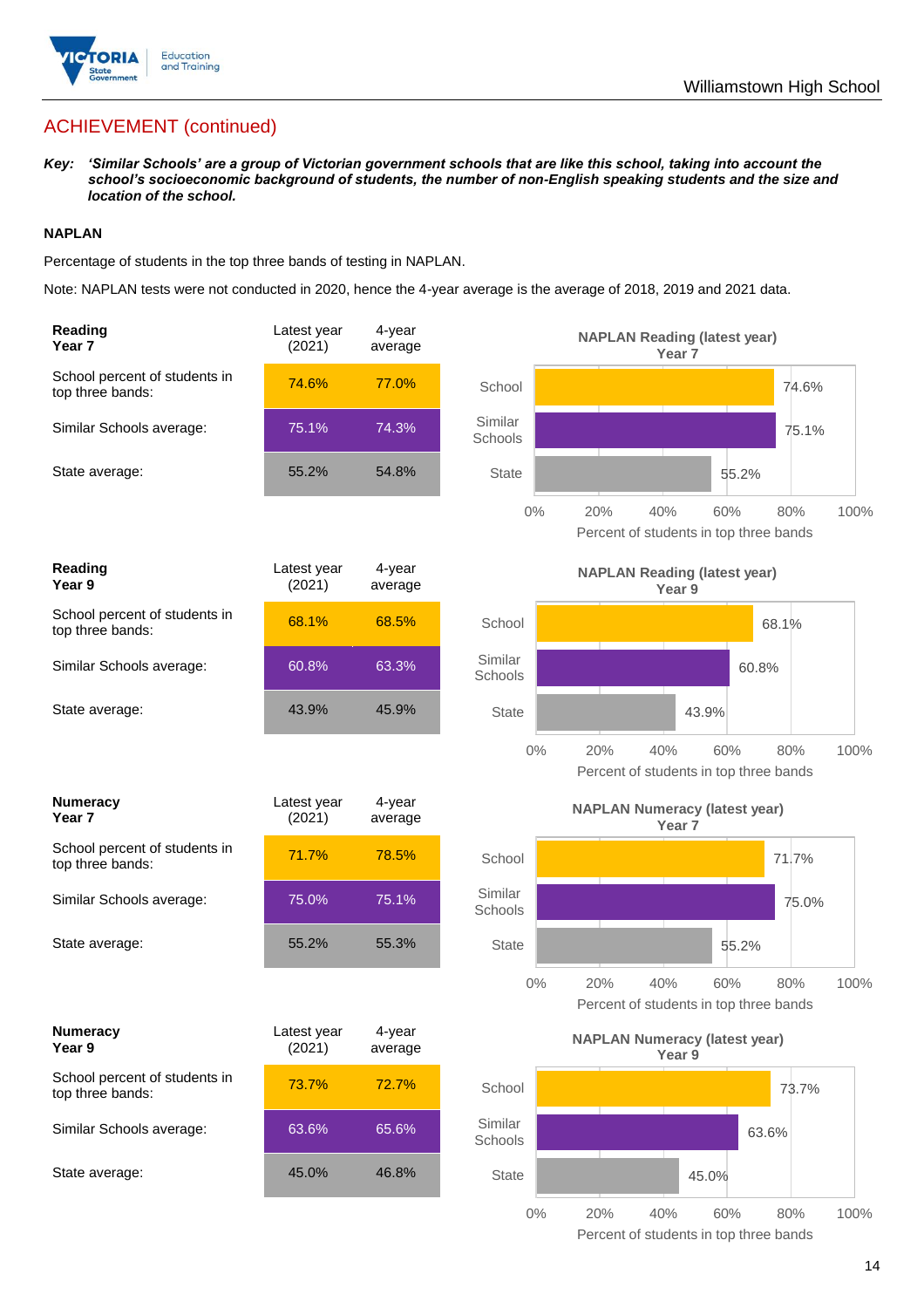## ACHIEVEMENT (continued)

***Key:*** ***'Similar Schools' are a group of Victorian government schools that are like this school, taking into account the school's socioeconomic background of students, the number of non-English speaking students and the size and location of the school.***

**NAPLAN**

Percentage of students in the top three bands of testing in NAPLAN.

Note: NAPLAN tests were not conducted in 2020, hence the 4-year average is the average of 2018, 2019 and 2021 data.

| **Reading Year 7** | Latest year (2021) | 4-year average |
|---|---|---|
| School percent of students in top three bands: | 74.6% | 77.0% |
| Similar Schools average: | 75.1% | 74.3% |
| State average: | 55.2% | 54.8% |

**NAPLAN Reading (latest year) Year 7**

| | Percent of students in top three bands |
|---|---|
| School | 74.6% |
| Similar Schools | 75.1% |
| State | 55.2% |

| **Reading Year 9** | Latest year (2021) | 4-year average |
|---|---|---|
| School percent of students in top three bands: | 68.1% | 68.5% |
| Similar Schools average: | 60.8% | 63.3% |
| State average: | 43.9% | 45.9% |

**NAPLAN Reading (latest year) Year 9**

| | Percent of students in top three bands |
|---|---|
| School | 68.1% |
| Similar Schools | 60.8% |
| State | 43.9% |

| **Numeracy Year 7** | Latest year (2021) | 4-year average |
|---|---|---|
| School percent of students in top three bands: | 71.7% | 78.5% |
| Similar Schools average: | 75.0% | 75.1% |
| State average: | 55.2% | 55.3% |

**NAPLAN Numeracy (latest year) Year 7**

| | Percent of students in top three bands |
|---|---|
| School | 71.7% |
| Similar Schools | 75.0% |
| State | 55.2% |

| **Numeracy Year 9** | Latest year (2021) | 4-year average |
|---|---|---|
| School percent of students in top three bands: | 73.7% | 72.7% |
| Similar Schools average: | 63.6% | 65.6% |
| State average: | 45.0% | 46.8% |

**NAPLAN Numeracy (latest year) Year 9**

| | Percent of students in top three bands |
|---|---|
| School | 73.7% |
| Similar Schools | 63.6% |
| State | 45.0% |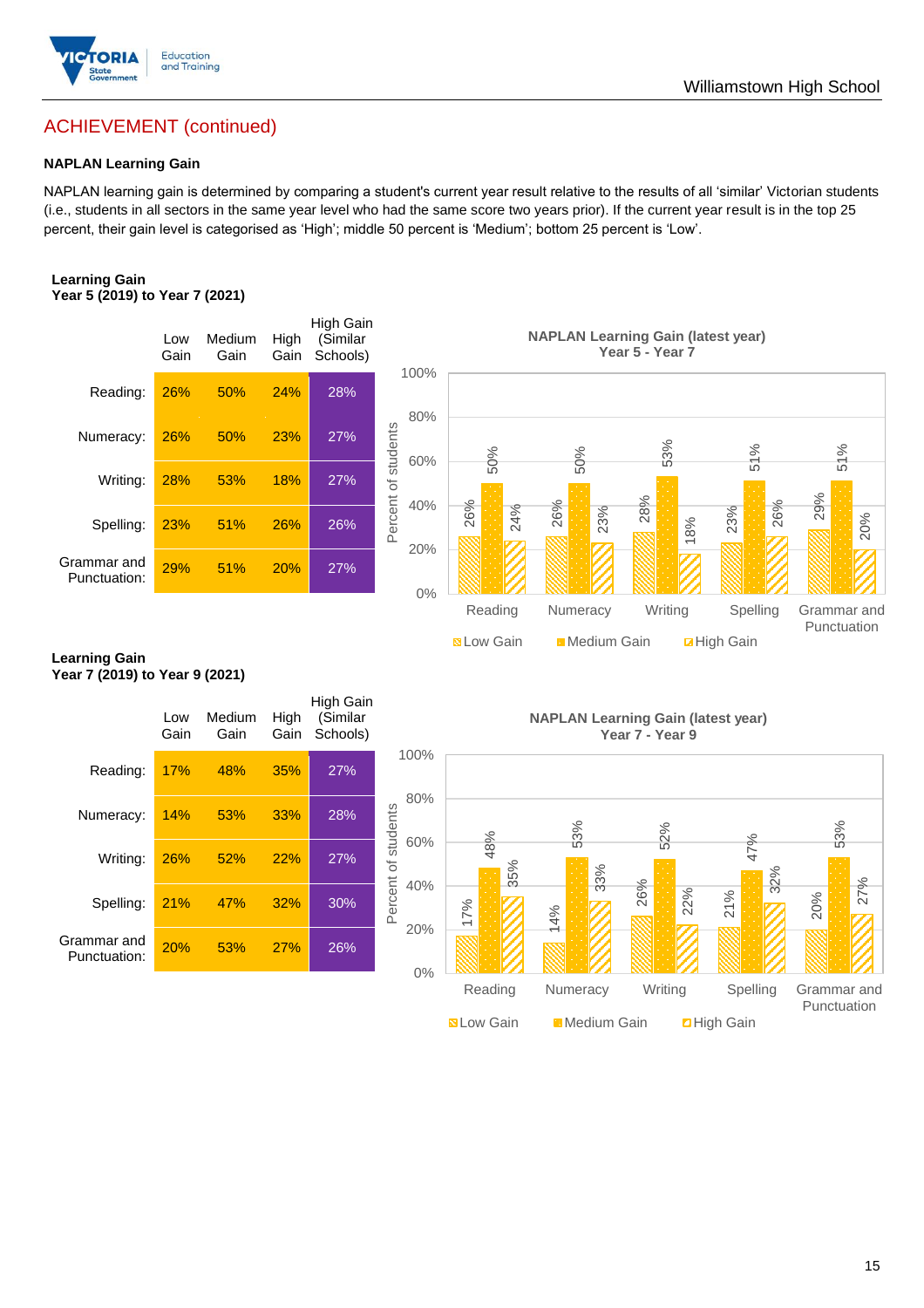## ACHIEVEMENT (continued)

### NAPLAN Learning Gain

NAPLAN learning gain is determined by comparing a student's current year result relative to the results of all 'similar' Victorian students (i.e., students in all sectors in the same year level who had the same score two years prior). If the current year result is in the top 25 percent, their gain level is categorised as 'High'; middle 50 percent is 'Medium'; bottom 25 percent is 'Low'.

**Learning Gain**
**Year 5 (2019) to Year 7 (2021)**

| | Low Gain | Medium Gain | High Gain | High Gain (Similar Schools) |
|---|---|---|---|---|
| Reading: | 26% | 50% | 24% | 28% |
| Numeracy: | 26% | 50% | 23% | 27% |
| Writing: | 28% | 53% | 18% | 27% |
| Spelling: | 23% | 51% | 26% | 26% |
| Grammar and Punctuation: | 29% | 51% | 20% | 27% |

**NAPLAN Learning Gain (latest year)**
**Year 5 - Year 7**

| | Low Gain | Medium Gain | High Gain |
|---|---|---|---|
| Reading | 26% | 50% | 24% |
| Numeracy | 26% | 50% | 23% |
| Writing | 28% | 53% | 18% |
| Spelling | 23% | 51% | 26% |
| Grammar and Punctuation | 29% | 51% | 20% |

**Learning Gain**
**Year 7 (2019) to Year 9 (2021)**

| | Low Gain | Medium Gain | High Gain | High Gain (Similar Schools) |
|---|---|---|---|---|
| Reading: | 17% | 48% | 35% | 27% |
| Numeracy: | 14% | 53% | 33% | 28% |
| Writing: | 26% | 52% | 22% | 27% |
| Spelling: | 21% | 47% | 32% | 30% |
| Grammar and Punctuation: | 20% | 53% | 27% | 26% |

**NAPLAN Learning Gain (latest year)**
**Year 7 - Year 9**

| | Low Gain | Medium Gain | High Gain |
|---|---|---|---|
| Reading | 17% | 48% | 35% |
| Numeracy | 14% | 53% | 33% |
| Writing | 26% | 52% | 22% |
| Spelling | 21% | 47% | 32% |
| Grammar and Punctuation | 20% | 53% | 27% |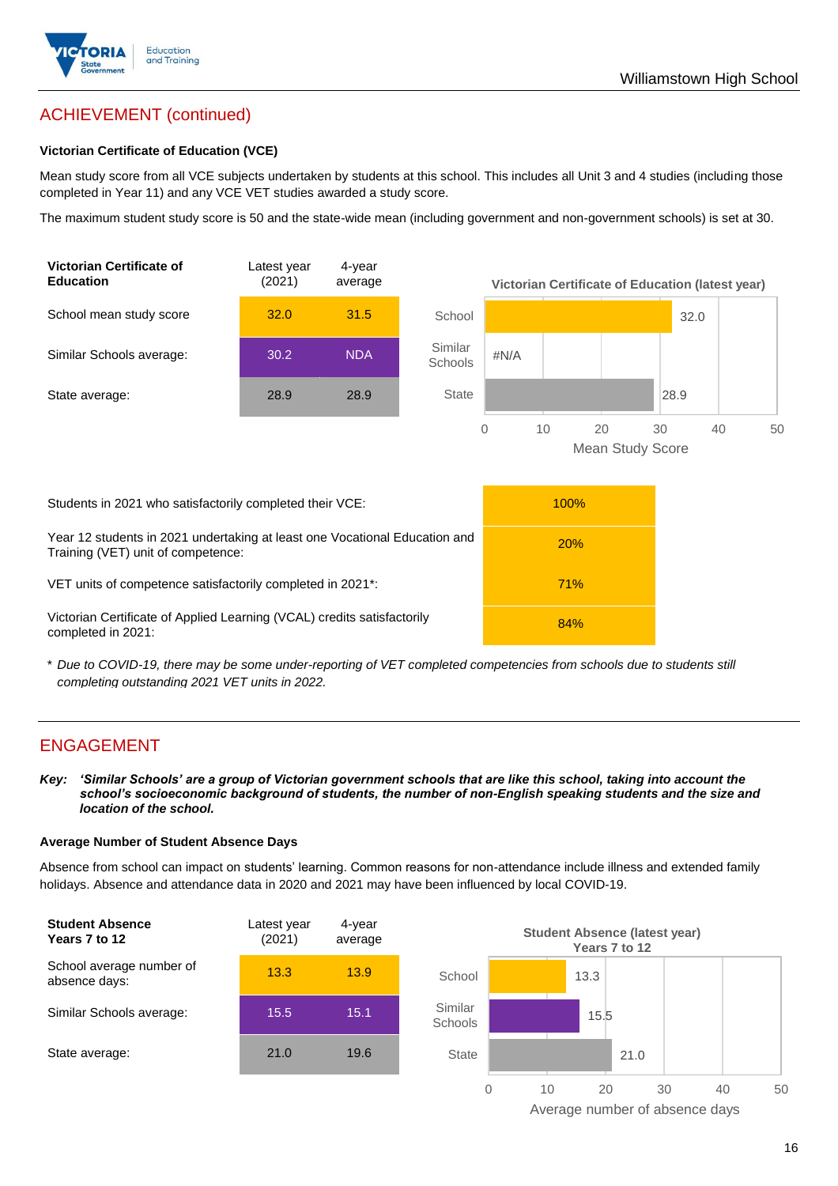## ACHIEVEMENT (continued)

### Victorian Certificate of Education (VCE)

Mean study score from all VCE subjects undertaken by students at this school. This includes all Unit 3 and 4 studies (including those completed in Year 11) and any VCE VET studies awarded a study score.

The maximum student study score is 50 and the state-wide mean (including government and non-government schools) is set at 30.

| Victorian Certificate of Education | Latest year (2021) | 4-year average |
|---|---|---|
| School mean study score | 32.0 | 31.5 |
| Similar Schools average: | 30.2 | NDA |
| State average: | 28.9 | 28.9 |

Victorian Certificate of Education (latest year)

| | Mean Study Score |
|---|---|
| School | 32.0 |
| Similar Schools | #N/A |
| State | 28.9 |

| | |
|---|---|
| Students in 2021 who satisfactorily completed their VCE: | 100% |
| Year 12 students in 2021 undertaking at least one Vocational Education and Training (VET) unit of competence: | 20% |
| VET units of competence satisfactorily completed in 2021*: | 71% |
| Victorian Certificate of Applied Learning (VCAL) credits satisfactorily completed in 2021: | 84% |

\* *Due to COVID-19, there may be some under-reporting of VET completed competencies from schools due to students still completing outstanding 2021 VET units in 2022.*

## ENGAGEMENT

***Key:** 'Similar Schools' are a group of Victorian government schools that are like this school, taking into account the school's socioeconomic background of students, the number of non-English speaking students and the size and location of the school.*

### Average Number of Student Absence Days

Absence from school can impact on students' learning. Common reasons for non-attendance include illness and extended family holidays. Absence and attendance data in 2020 and 2021 may have been influenced by local COVID-19.

| Student Absence Years 7 to 12 | Latest year (2021) | 4-year average |
|---|---|---|
| School average number of absence days: | 13.3 | 13.9 |
| Similar Schools average: | 15.5 | 15.1 |
| State average: | 21.0 | 19.6 |

Student Absence (latest year) Years 7 to 12

| | Average number of absence days |
|---|---|
| School | 13.3 |
| Similar Schools | 15.5 |
| State | 21.0 |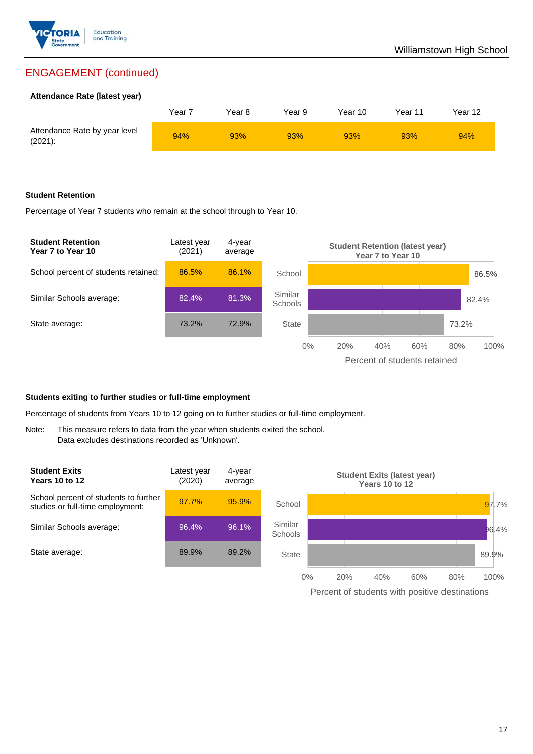## ENGAGEMENT (continued)

**Attendance Rate (latest year)**

| | Year 7 | Year 8 | Year 9 | Year 10 | Year 11 | Year 12 |
|---|---|---|---|---|---|---|
| Attendance Rate by year level (2021): | 94% | 93% | 93% | 93% | 93% | 94% |

**Student Retention**

Percentage of Year 7 students who remain at the school through to Year 10.

| **Student Retention Year 7 to Year 10** | Latest year (2021) | 4-year average |
|---|---|---|
| School percent of students retained: | 86.5% | 86.1% |
| Similar Schools average: | 82.4% | 81.3% |
| State average: | 73.2% | 72.9% |

Student Retention (latest year) Year 7 to Year 10

| | Percent of students retained |
|---|---|
| School | 86.5% |
| Similar Schools | 82.4% |
| State | 73.2% |

**Students exiting to further studies or full-time employment**

Percentage of students from Years 10 to 12 going on to further studies or full-time employment.

Note: This measure refers to data from the year when students exited the school. Data excludes destinations recorded as 'Unknown'.

| **Student Exits Years 10 to 12** | Latest year (2020) | 4-year average |
|---|---|---|
| School percent of students to further studies or full-time employment: | 97.7% | 95.9% |
| Similar Schools average: | 96.4% | 96.1% |
| State average: | 89.9% | 89.2% |

Student Exits (latest year) Years 10 to 12

| | Percent of students with positive destinations |
|---|---|
| School | 97.7% |
| Similar Schools | 96.4% |
| State | 89.9% |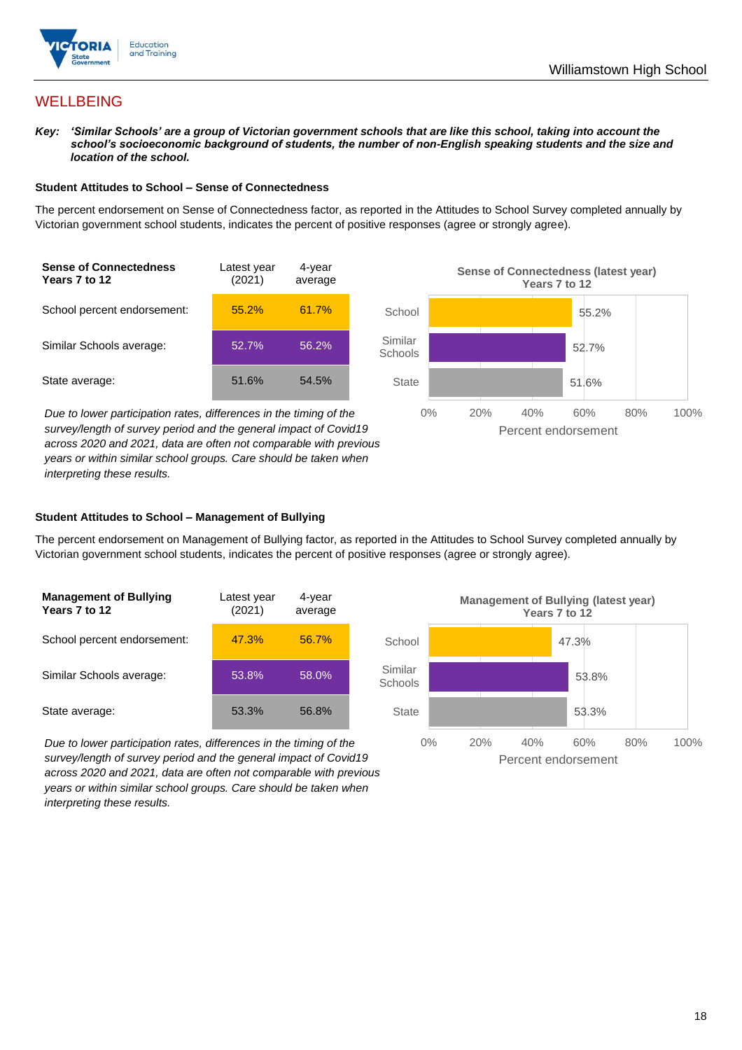# WELLBEING

***Key:*** ***'Similar Schools' are a group of Victorian government schools that are like this school, taking into account the school's socioeconomic background of students, the number of non-English speaking students and the size and location of the school.***

### Student Attitudes to School – Sense of Connectedness

The percent endorsement on Sense of Connectedness factor, as reported in the Attitudes to School Survey completed annually by Victorian government school students, indicates the percent of positive responses (agree or strongly agree).

| **Sense of Connectedness Years 7 to 12** | Latest year (2021) | 4-year average |
|---|---|---|
| School percent endorsement: | 55.2% | 61.7% |
| Similar Schools average: | 52.7% | 56.2% |
| State average: | 51.6% | 54.5% |

*Due to lower participation rates, differences in the timing of the survey/length of survey period and the general impact of Covid19 across 2020 and 2021, data are often not comparable with previous years or within similar school groups. Care should be taken when interpreting these results.*

**Sense of Connectedness (latest year) Years 7 to 12**

| | Percent endorsement |
|---|---|
| School | 55.2% |
| Similar Schools | 52.7% |
| State | 51.6% |

### Student Attitudes to School – Management of Bullying

The percent endorsement on Management of Bullying factor, as reported in the Attitudes to School Survey completed annually by Victorian government school students, indicates the percent of positive responses (agree or strongly agree).

| **Management of Bullying Years 7 to 12** | Latest year (2021) | 4-year average |
|---|---|---|
| School percent endorsement: | 47.3% | 56.7% |
| Similar Schools average: | 53.8% | 58.0% |
| State average: | 53.3% | 56.8% |

*Due to lower participation rates, differences in the timing of the survey/length of survey period and the general impact of Covid19 across 2020 and 2021, data are often not comparable with previous years or within similar school groups. Care should be taken when interpreting these results.*

**Management of Bullying (latest year) Years 7 to 12**

| | Percent endorsement |
|---|---|
| School | 47.3% |
| Similar Schools | 53.8% |
| State | 53.3% |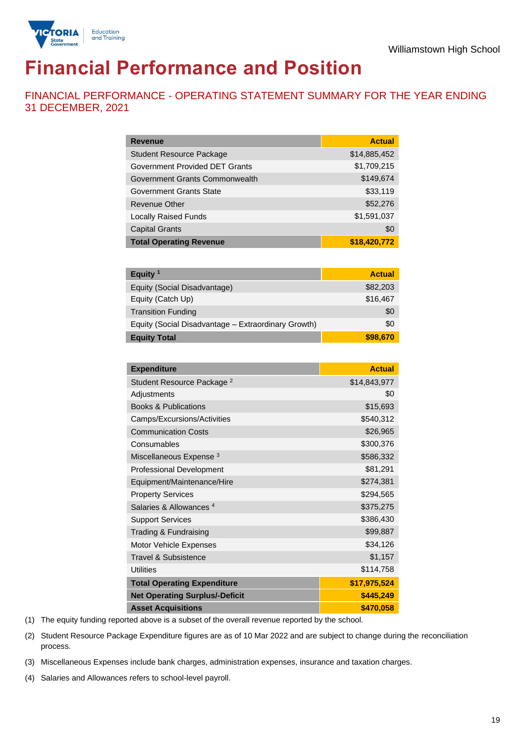Williamstown High School

# Financial Performance and Position

## FINANCIAL PERFORMANCE - OPERATING STATEMENT SUMMARY FOR THE YEAR ENDING 31 DECEMBER, 2021

| Revenue | Actual |
|---|---|
| Student Resource Package | $14,885,452 |
| Government Provided DET Grants | $1,709,215 |
| Government Grants Commonwealth | $149,674 |
| Government Grants State | $33,119 |
| Revenue Other | $52,276 |
| Locally Raised Funds | $1,591,037 |
| Capital Grants | $0 |
| **Total Operating Revenue** | **$18,420,772** |

| Equity [1] | Actual |
|---|---|
| Equity (Social Disadvantage) | $82,203 |
| Equity (Catch Up) | $16,467 |
| Transition Funding | $0 |
| Equity (Social Disadvantage – Extraordinary Growth) | $0 |
| **Equity Total** | **$98,670** |

| Expenditure | Actual |
|---|---|
| Student Resource Package [2] | $14,843,977 |
| Adjustments | $0 |
| Books & Publications | $15,693 |
| Camps/Excursions/Activities | $540,312 |
| Communication Costs | $26,965 |
| Consumables | $300,376 |
| Miscellaneous Expense [3] | $586,332 |
| Professional Development | $81,291 |
| Equipment/Maintenance/Hire | $274,381 |
| Property Services | $294,565 |
| Salaries & Allowances [4] | $375,275 |
| Support Services | $386,430 |
| Trading & Fundraising | $99,887 |
| Motor Vehicle Expenses | $34,126 |
| Travel & Subsistence | $1,157 |
| Utilities | $114,758 |
| **Total Operating Expenditure** | **$17,975,524** |
| **Net Operating Surplus/-Deficit** | **$445,249** |
| **Asset Acquisitions** | **$470,058** |

(1) The equity funding reported above is a subset of the overall revenue reported by the school.

(2) Student Resource Package Expenditure figures are as of 10 Mar 2022 and are subject to change during the reconciliation process.

(3) Miscellaneous Expenses include bank charges, administration expenses, insurance and taxation charges.

(4) Salaries and Allowances refers to school-level payroll.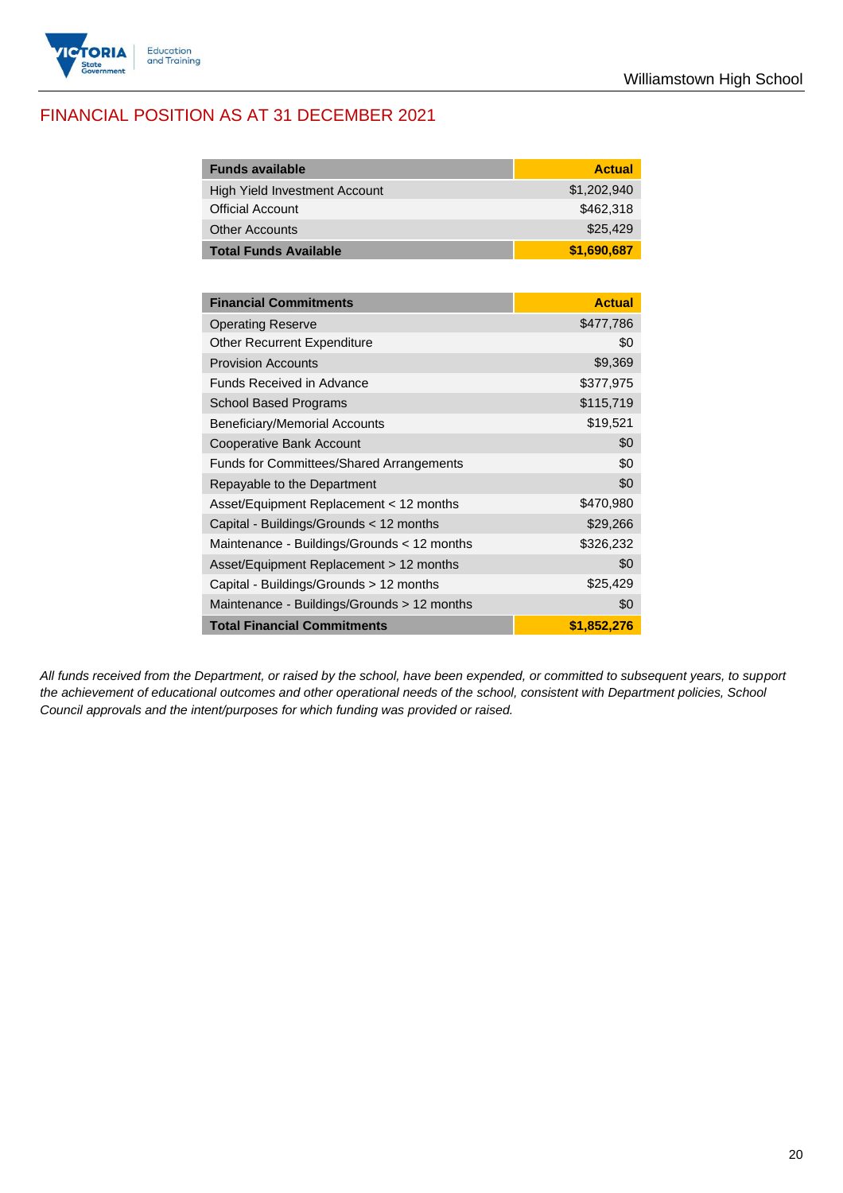## FINANCIAL POSITION AS AT 31 DECEMBER 2021

| Funds available | Actual |
| --- | --- |
| High Yield Investment Account | $1,202,940 |
| Official Account | $462,318 |
| Other Accounts | $25,429 |
| **Total Funds Available** | **$1,690,687** |

| Financial Commitments | Actual |
| --- | --- |
| Operating Reserve | $477,786 |
| Other Recurrent Expenditure | $0 |
| Provision Accounts | $9,369 |
| Funds Received in Advance | $377,975 |
| School Based Programs | $115,719 |
| Beneficiary/Memorial Accounts | $19,521 |
| Cooperative Bank Account | $0 |
| Funds for Committees/Shared Arrangements | $0 |
| Repayable to the Department | $0 |
| Asset/Equipment Replacement < 12 months | $470,980 |
| Capital - Buildings/Grounds < 12 months | $29,266 |
| Maintenance - Buildings/Grounds < 12 months | $326,232 |
| Asset/Equipment Replacement > 12 months | $0 |
| Capital - Buildings/Grounds > 12 months | $25,429 |
| Maintenance - Buildings/Grounds > 12 months | $0 |
| **Total Financial Commitments** | **$1,852,276** |

*All funds received from the Department, or raised by the school, have been expended, or committed to subsequent years, to support the achievement of educational outcomes and other operational needs of the school, consistent with Department policies, School Council approvals and the intent/purposes for which funding was provided or raised.*